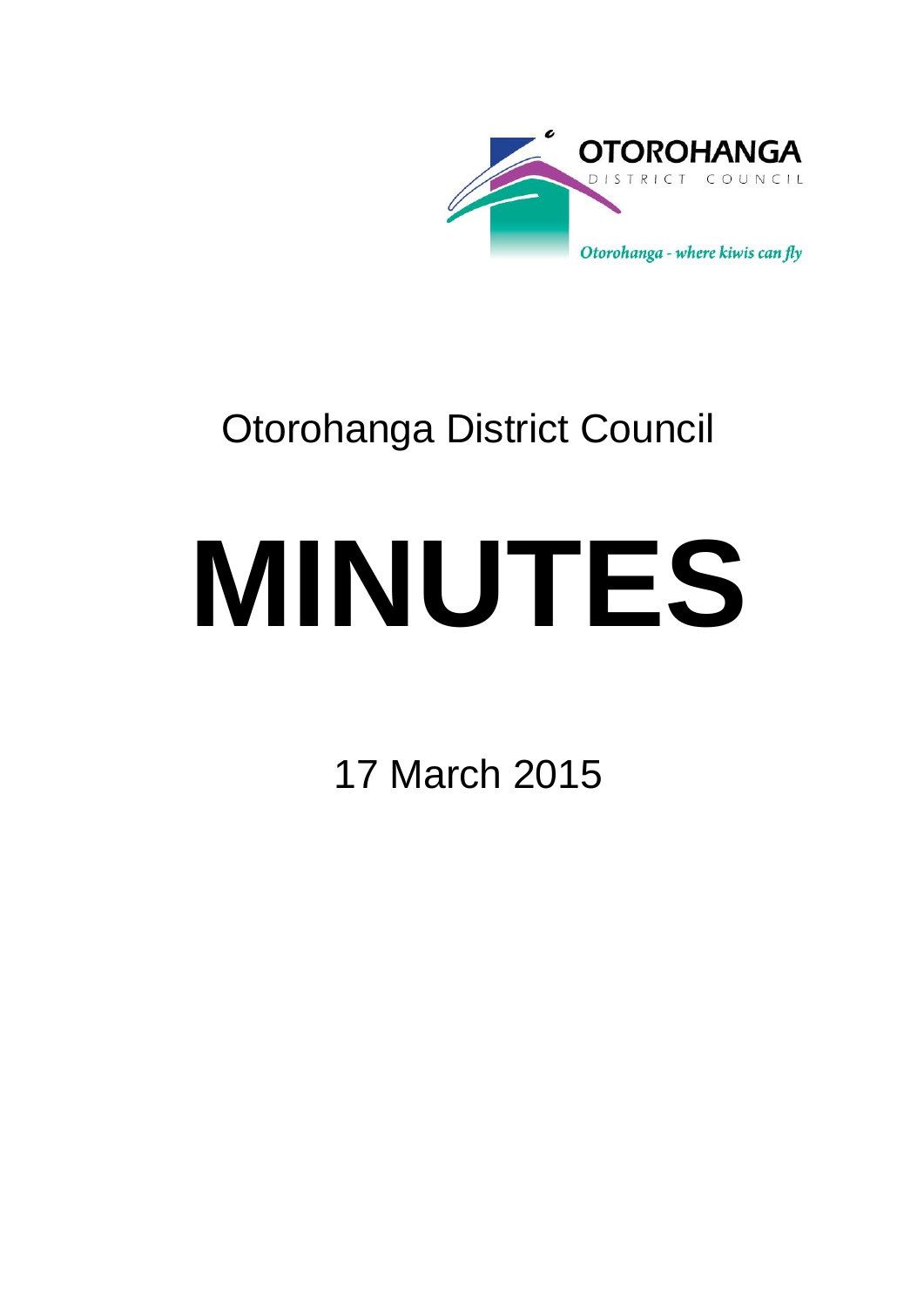OTOROHANGA

DISTRICT COUNCIL

*Otorohanga - where kiwis can fly*

Otorohanga District Council

# MINUTES

17 March 2015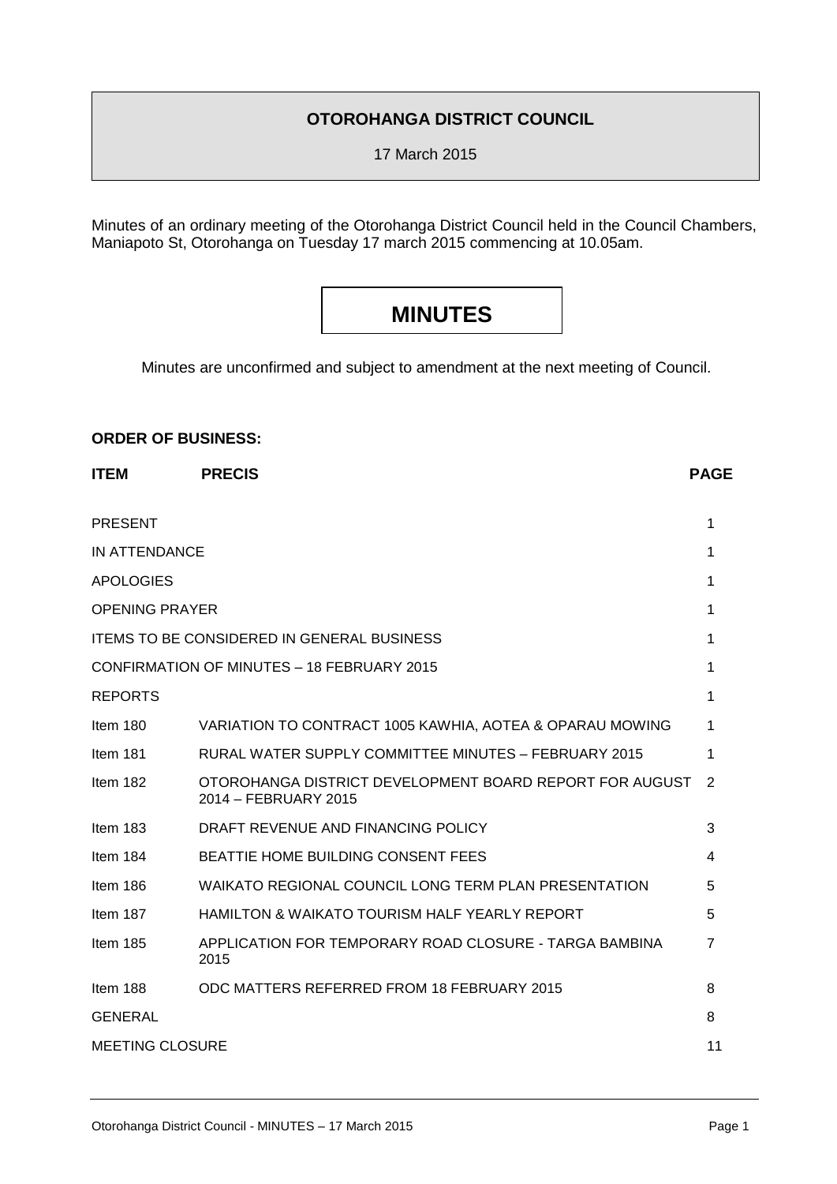# OTOROHANGA DISTRICT COUNCIL

17 March 2015

Minutes of an ordinary meeting of the Otorohanga District Council held in the Council Chambers, Maniapoto St, Otorohanga on Tuesday 17 march 2015 commencing at 10.05am.

## MINUTES

Minutes are unconfirmed and subject to amendment at the next meeting of Council.

**ORDER OF BUSINESS:**

| ITEM | PRECIS | PAGE |
|---|---|---|
| PRESENT | | 1 |
| IN ATTENDANCE | | 1 |
| APOLOGIES | | 1 |
| OPENING PRAYER | | 1 |
| ITEMS TO BE CONSIDERED IN GENERAL BUSINESS | | 1 |
| CONFIRMATION OF MINUTES – 18 FEBRUARY 2015 | | 1 |
| REPORTS | | 1 |
| Item 180 | VARIATION TO CONTRACT 1005 KAWHIA, AOTEA & OPARAU MOWING | 1 |
| Item 181 | RURAL WATER SUPPLY COMMITTEE MINUTES – FEBRUARY 2015 | 1 |
| Item 182 | OTOROHANGA DISTRICT DEVELOPMENT BOARD REPORT FOR AUGUST 2014 – FEBRUARY 2015 | 2 |
| Item 183 | DRAFT REVENUE AND FINANCING POLICY | 3 |
| Item 184 | BEATTIE HOME BUILDING CONSENT FEES | 4 |
| Item 186 | WAIKATO REGIONAL COUNCIL LONG TERM PLAN PRESENTATION | 5 |
| Item 187 | HAMILTON & WAIKATO TOURISM HALF YEARLY REPORT | 5 |
| Item 185 | APPLICATION FOR TEMPORARY ROAD CLOSURE - TARGA BAMBINA 2015 | 7 |
| Item 188 | ODC MATTERS REFERRED FROM 18 FEBRUARY 2015 | 8 |
| GENERAL | | 8 |
| MEETING CLOSURE | | 11 |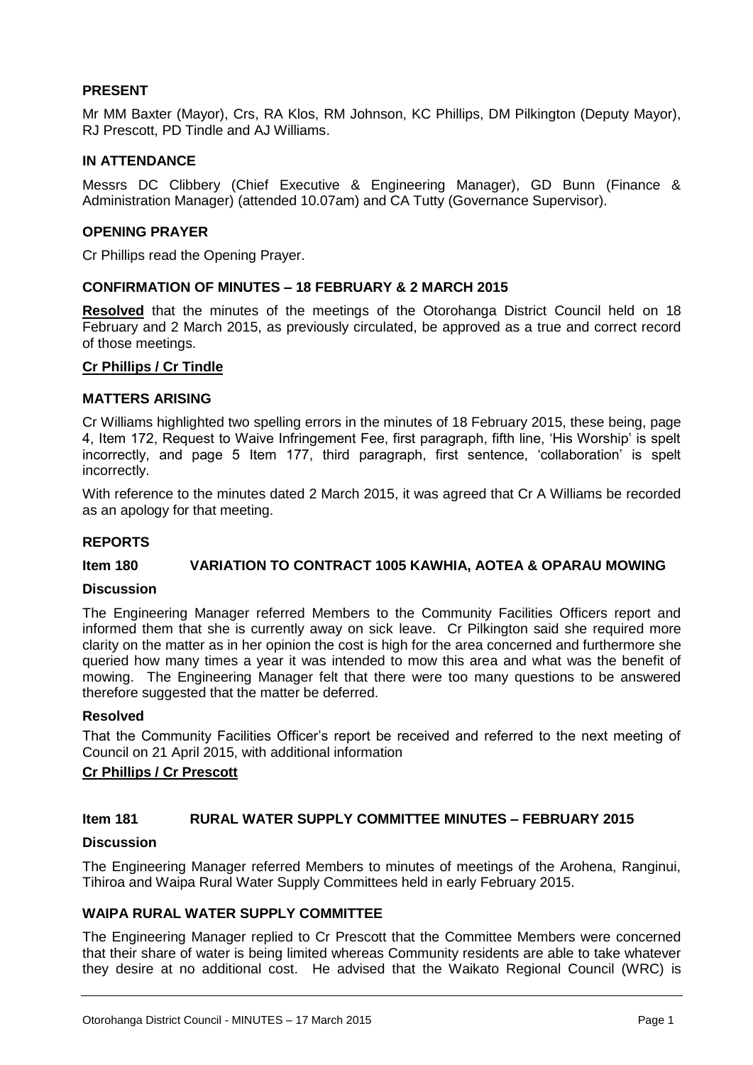**PRESENT**

Mr MM Baxter (Mayor), Crs, RA Klos, RM Johnson, KC Phillips, DM Pilkington (Deputy Mayor), RJ Prescott, PD Tindle and AJ Williams.

**IN ATTENDANCE**

Messrs DC Clibbery (Chief Executive & Engineering Manager), GD Bunn (Finance & Administration Manager) (attended 10.07am) and CA Tutty (Governance Supervisor).

**OPENING PRAYER**

Cr Phillips read the Opening Prayer.

**CONFIRMATION OF MINUTES – 18 FEBRUARY & 2 MARCH 2015**

**Resolved** that the minutes of the meetings of the Otorohanga District Council held on 18 February and 2 March 2015, as previously circulated, be approved as a true and correct record of those meetings.

**Cr Phillips / Cr Tindle**

**MATTERS ARISING**

Cr Williams highlighted two spelling errors in the minutes of 18 February 2015, these being, page 4, Item 172, Request to Waive Infringement Fee, first paragraph, fifth line, 'His Worship' is spelt incorrectly, and page 5 Item 177, third paragraph, first sentence, 'collaboration' is spelt incorrectly.

With reference to the minutes dated 2 March 2015, it was agreed that Cr A Williams be recorded as an apology for that meeting.

**REPORTS**

**Item 180 VARIATION TO CONTRACT 1005 KAWHIA, AOTEA & OPARAU MOWING**

**Discussion**

The Engineering Manager referred Members to the Community Facilities Officers report and informed them that she is currently away on sick leave. Cr Pilkington said she required more clarity on the matter as in her opinion the cost is high for the area concerned and furthermore she queried how many times a year it was intended to mow this area and what was the benefit of mowing. The Engineering Manager felt that there were too many questions to be answered therefore suggested that the matter be deferred.

**Resolved**

That the Community Facilities Officer's report be received and referred to the next meeting of Council on 21 April 2015, with additional information

**Cr Phillips / Cr Prescott**

**Item 181 RURAL WATER SUPPLY COMMITTEE MINUTES – FEBRUARY 2015**

**Discussion**

The Engineering Manager referred Members to minutes of meetings of the Arohena, Ranginui, Tihiroa and Waipa Rural Water Supply Committees held in early February 2015.

**WAIPA RURAL WATER SUPPLY COMMITTEE**

The Engineering Manager replied to Cr Prescott that the Committee Members were concerned that their share of water is being limited whereas Community residents are able to take whatever they desire at no additional cost. He advised that the Waikato Regional Council (WRC) is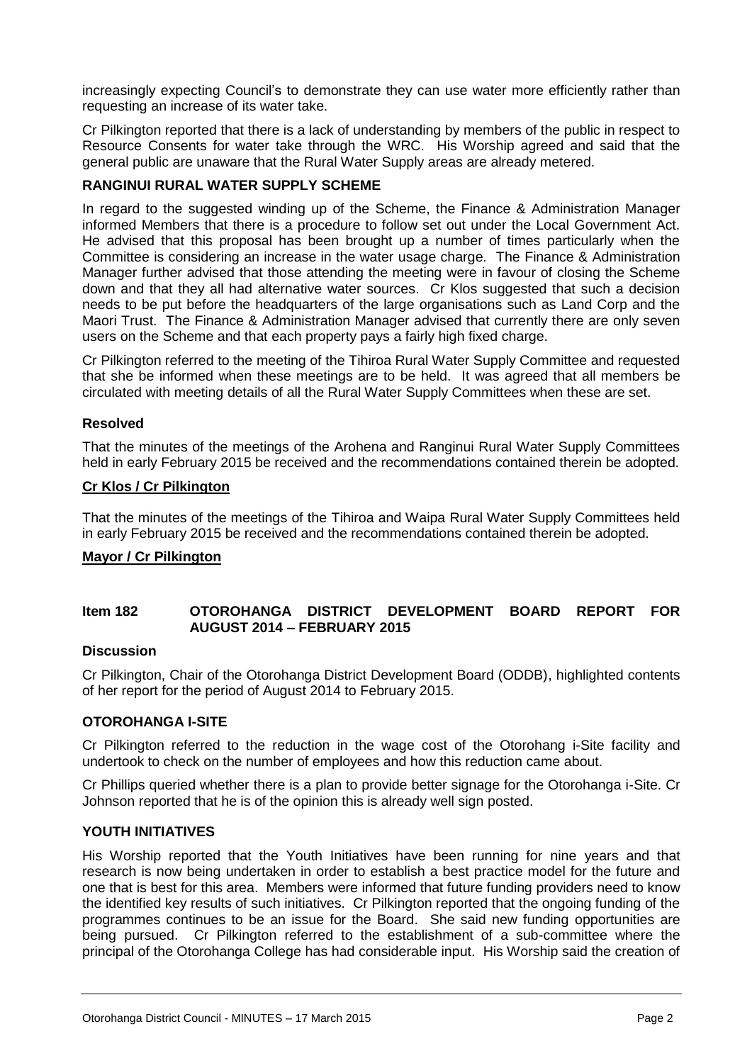increasingly expecting Council's to demonstrate they can use water more efficiently rather than requesting an increase of its water take.

Cr Pilkington reported that there is a lack of understanding by members of the public in respect to Resource Consents for water take through the WRC. His Worship agreed and said that the general public are unaware that the Rural Water Supply areas are already metered.

**RANGINUI RURAL WATER SUPPLY SCHEME**

In regard to the suggested winding up of the Scheme, the Finance & Administration Manager informed Members that there is a procedure to follow set out under the Local Government Act. He advised that this proposal has been brought up a number of times particularly when the Committee is considering an increase in the water usage charge. The Finance & Administration Manager further advised that those attending the meeting were in favour of closing the Scheme down and that they all had alternative water sources. Cr Klos suggested that such a decision needs to be put before the headquarters of the large organisations such as Land Corp and the Maori Trust. The Finance & Administration Manager advised that currently there are only seven users on the Scheme and that each property pays a fairly high fixed charge.

Cr Pilkington referred to the meeting of the Tihiroa Rural Water Supply Committee and requested that she be informed when these meetings are to be held. It was agreed that all members be circulated with meeting details of all the Rural Water Supply Committees when these are set.

**Resolved**

That the minutes of the meetings of the Arohena and Ranginui Rural Water Supply Committees held in early February 2015 be received and the recommendations contained therein be adopted.

**Cr Klos / Cr Pilkington**

That the minutes of the meetings of the Tihiroa and Waipa Rural Water Supply Committees held in early February 2015 be received and the recommendations contained therein be adopted.

**Mayor / Cr Pilkington**

**Item 182 OTOROHANGA DISTRICT DEVELOPMENT BOARD REPORT FOR AUGUST 2014 – FEBRUARY 2015**

**Discussion**

Cr Pilkington, Chair of the Otorohanga District Development Board (ODDB), highlighted contents of her report for the period of August 2014 to February 2015.

**OTOROHANGA I-SITE**

Cr Pilkington referred to the reduction in the wage cost of the Otorohang i-Site facility and undertook to check on the number of employees and how this reduction came about.

Cr Phillips queried whether there is a plan to provide better signage for the Otorohanga i-Site. Cr Johnson reported that he is of the opinion this is already well sign posted.

**YOUTH INITIATIVES**

His Worship reported that the Youth Initiatives have been running for nine years and that research is now being undertaken in order to establish a best practice model for the future and one that is best for this area. Members were informed that future funding providers need to know the identified key results of such initiatives. Cr Pilkington reported that the ongoing funding of the programmes continues to be an issue for the Board. She said new funding opportunities are being pursued. Cr Pilkington referred to the establishment of a sub-committee where the principal of the Otorohanga College has had considerable input. His Worship said the creation of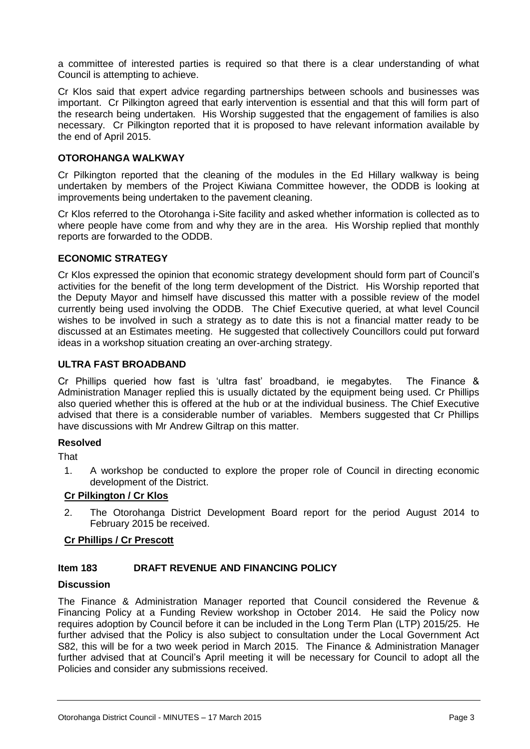a committee of interested parties is required so that there is a clear understanding of what Council is attempting to achieve.

Cr Klos said that expert advice regarding partnerships between schools and businesses was important. Cr Pilkington agreed that early intervention is essential and that this will form part of the research being undertaken. His Worship suggested that the engagement of families is also necessary. Cr Pilkington reported that it is proposed to have relevant information available by the end of April 2015.

### OTOROHANGA WALKWAY

Cr Pilkington reported that the cleaning of the modules in the Ed Hillary walkway is being undertaken by members of the Project Kiwiana Committee however, the ODDB is looking at improvements being undertaken to the pavement cleaning.

Cr Klos referred to the Otorohanga i-Site facility and asked whether information is collected as to where people have come from and why they are in the area. His Worship replied that monthly reports are forwarded to the ODDB.

### ECONOMIC STRATEGY

Cr Klos expressed the opinion that economic strategy development should form part of Council's activities for the benefit of the long term development of the District. His Worship reported that the Deputy Mayor and himself have discussed this matter with a possible review of the model currently being used involving the ODDB. The Chief Executive queried, at what level Council wishes to be involved in such a strategy as to date this is not a financial matter ready to be discussed at an Estimates meeting. He suggested that collectively Councillors could put forward ideas in a workshop situation creating an over-arching strategy.

### ULTRA FAST BROADBAND

Cr Phillips queried how fast is 'ultra fast' broadband, ie megabytes. The Finance & Administration Manager replied this is usually dictated by the equipment being used. Cr Phillips also queried whether this is offered at the hub or at the individual business. The Chief Executive advised that there is a considerable number of variables. Members suggested that Cr Phillips have discussions with Mr Andrew Giltrap on this matter.

**Resolved**

That

1. A workshop be conducted to explore the proper role of Council in directing economic development of the District.

**Cr Pilkington / Cr Klos**

2. The Otorohanga District Development Board report for the period August 2014 to February 2015 be received.

**Cr Phillips / Cr Prescott**

### Item 183 DRAFT REVENUE AND FINANCING POLICY

**Discussion**

The Finance & Administration Manager reported that Council considered the Revenue & Financing Policy at a Funding Review workshop in October 2014. He said the Policy now requires adoption by Council before it can be included in the Long Term Plan (LTP) 2015/25. He further advised that the Policy is also subject to consultation under the Local Government Act S82, this will be for a two week period in March 2015. The Finance & Administration Manager further advised that at Council's April meeting it will be necessary for Council to adopt all the Policies and consider any submissions received.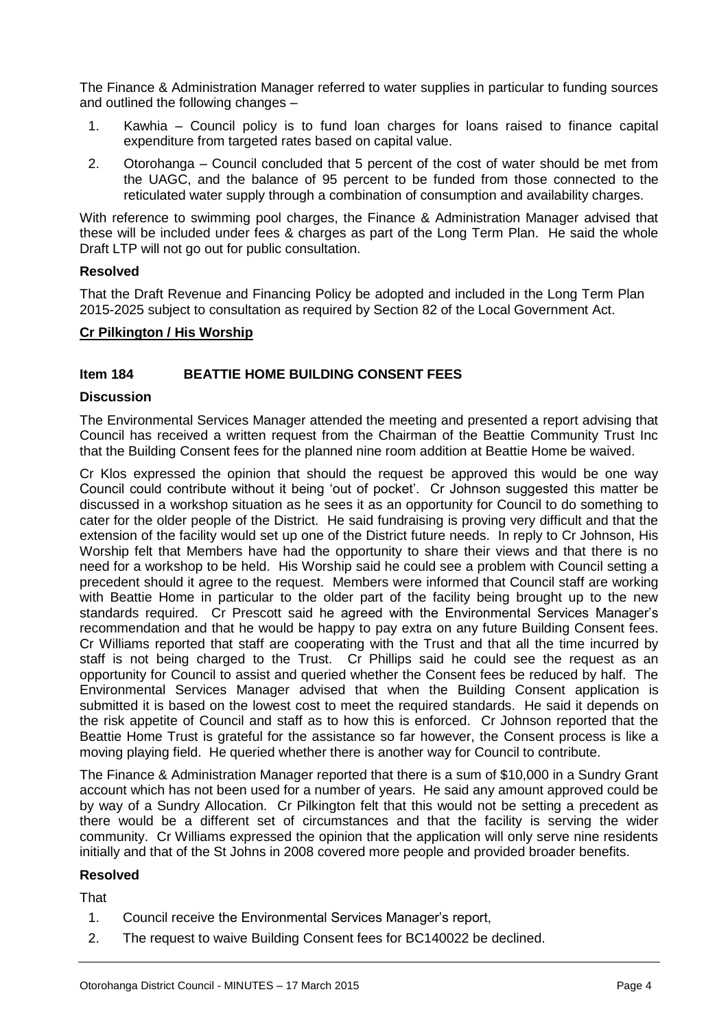The Finance & Administration Manager referred to water supplies in particular to funding sources and outlined the following changes –

1. Kawhia – Council policy is to fund loan charges for loans raised to finance capital expenditure from targeted rates based on capital value.
2. Otorohanga – Council concluded that 5 percent of the cost of water should be met from the UAGC, and the balance of 95 percent to be funded from those connected to the reticulated water supply through a combination of consumption and availability charges.

With reference to swimming pool charges, the Finance & Administration Manager advised that these will be included under fees & charges as part of the Long Term Plan. He said the whole Draft LTP will not go out for public consultation.

**Resolved**

That the Draft Revenue and Financing Policy be adopted and included in the Long Term Plan 2015-2025 subject to consultation as required by Section 82 of the Local Government Act.

**Cr Pilkington / His Worship**

### Item 184 BEATTIE HOME BUILDING CONSENT FEES

**Discussion**

The Environmental Services Manager attended the meeting and presented a report advising that Council has received a written request from the Chairman of the Beattie Community Trust Inc that the Building Consent fees for the planned nine room addition at Beattie Home be waived.

Cr Klos expressed the opinion that should the request be approved this would be one way Council could contribute without it being 'out of pocket'. Cr Johnson suggested this matter be discussed in a workshop situation as he sees it as an opportunity for Council to do something to cater for the older people of the District. He said fundraising is proving very difficult and that the extension of the facility would set up one of the District future needs. In reply to Cr Johnson, His Worship felt that Members have had the opportunity to share their views and that there is no need for a workshop to be held. His Worship said he could see a problem with Council setting a precedent should it agree to the request. Members were informed that Council staff are working with Beattie Home in particular to the older part of the facility being brought up to the new standards required. Cr Prescott said he agreed with the Environmental Services Manager's recommendation and that he would be happy to pay extra on any future Building Consent fees. Cr Williams reported that staff are cooperating with the Trust and that all the time incurred by staff is not being charged to the Trust. Cr Phillips said he could see the request as an opportunity for Council to assist and queried whether the Consent fees be reduced by half. The Environmental Services Manager advised that when the Building Consent application is submitted it is based on the lowest cost to meet the required standards. He said it depends on the risk appetite of Council and staff as to how this is enforced. Cr Johnson reported that the Beattie Home Trust is grateful for the assistance so far however, the Consent process is like a moving playing field. He queried whether there is another way for Council to contribute.

The Finance & Administration Manager reported that there is a sum of $10,000 in a Sundry Grant account which has not been used for a number of years. He said any amount approved could be by way of a Sundry Allocation. Cr Pilkington felt that this would not be setting a precedent as there would be a different set of circumstances and that the facility is serving the wider community. Cr Williams expressed the opinion that the application will only serve nine residents initially and that of the St Johns in 2008 covered more people and provided broader benefits.

**Resolved**

That

1. Council receive the Environmental Services Manager's report,
2. The request to waive Building Consent fees for BC140022 be declined.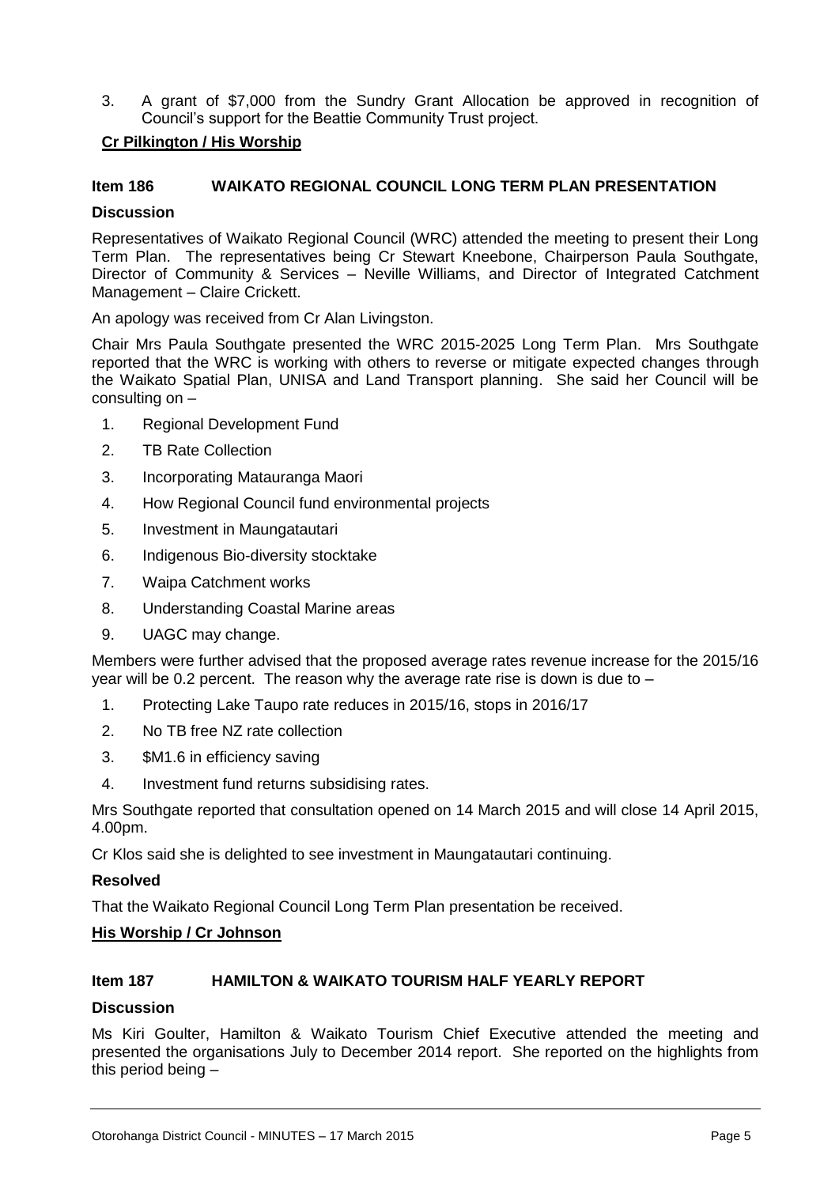3. A grant of $7,000 from the Sundry Grant Allocation be approved in recognition of Council's support for the Beattie Community Trust project.

**Cr Pilkington / His Worship**

### Item 186 WAIKATO REGIONAL COUNCIL LONG TERM PLAN PRESENTATION

**Discussion**

Representatives of Waikato Regional Council (WRC) attended the meeting to present their Long Term Plan. The representatives being Cr Stewart Kneebone, Chairperson Paula Southgate, Director of Community & Services – Neville Williams, and Director of Integrated Catchment Management – Claire Crickett.

An apology was received from Cr Alan Livingston.

Chair Mrs Paula Southgate presented the WRC 2015-2025 Long Term Plan. Mrs Southgate reported that the WRC is working with others to reverse or mitigate expected changes through the Waikato Spatial Plan, UNISA and Land Transport planning. She said her Council will be consulting on –

1. Regional Development Fund
2. TB Rate Collection
3. Incorporating Matauranga Maori
4. How Regional Council fund environmental projects
5. Investment in Maungatautari
6. Indigenous Bio-diversity stocktake
7. Waipa Catchment works
8. Understanding Coastal Marine areas
9. UAGC may change.

Members were further advised that the proposed average rates revenue increase for the 2015/16 year will be 0.2 percent. The reason why the average rate rise is down is due to –

1. Protecting Lake Taupo rate reduces in 2015/16, stops in 2016/17
2. No TB free NZ rate collection
3. $M1.6 in efficiency saving
4. Investment fund returns subsidising rates.

Mrs Southgate reported that consultation opened on 14 March 2015 and will close 14 April 2015, 4.00pm.

Cr Klos said she is delighted to see investment in Maungatautari continuing.

**Resolved**

That the Waikato Regional Council Long Term Plan presentation be received.

**His Worship / Cr Johnson**

### Item 187 HAMILTON & WAIKATO TOURISM HALF YEARLY REPORT

**Discussion**

Ms Kiri Goulter, Hamilton & Waikato Tourism Chief Executive attended the meeting and presented the organisations July to December 2014 report. She reported on the highlights from this period being –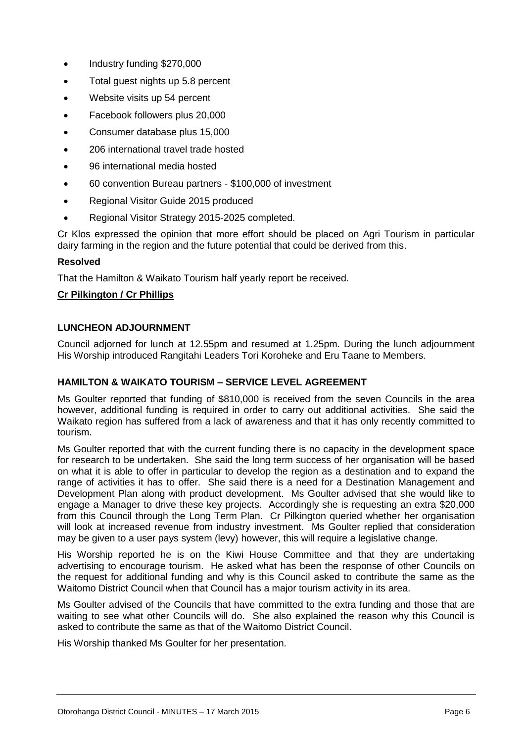- Industry funding \$270,000
- Total guest nights up 5.8 percent
- Website visits up 54 percent
- Facebook followers plus 20,000
- Consumer database plus 15,000
- 206 international travel trade hosted
- 96 international media hosted
- 60 convention Bureau partners - \$100,000 of investment
- Regional Visitor Guide 2015 produced
- Regional Visitor Strategy 2015-2025 completed.

Cr Klos expressed the opinion that more effort should be placed on Agri Tourism in particular dairy farming in the region and the future potential that could be derived from this.

**Resolved**

That the Hamilton & Waikato Tourism half yearly report be received.

**Cr Pilkington / Cr Phillips**

**LUNCHEON ADJOURNMENT**

Council adjorned for lunch at 12.55pm and resumed at 1.25pm. During the lunch adjournment His Worship introduced Rangitahi Leaders Tori Koroheke and Eru Taane to Members.

**HAMILTON & WAIKATO TOURISM – SERVICE LEVEL AGREEMENT**

Ms Goulter reported that funding of \$810,000 is received from the seven Councils in the area however, additional funding is required in order to carry out additional activities. She said the Waikato region has suffered from a lack of awareness and that it has only recently committed to tourism.

Ms Goulter reported that with the current funding there is no capacity in the development space for research to be undertaken. She said the long term success of her organisation will be based on what it is able to offer in particular to develop the region as a destination and to expand the range of activities it has to offer. She said there is a need for a Destination Management and Development Plan along with product development. Ms Goulter advised that she would like to engage a Manager to drive these key projects. Accordingly she is requesting an extra \$20,000 from this Council through the Long Term Plan. Cr Pilkington queried whether her organisation will look at increased revenue from industry investment. Ms Goulter replied that consideration may be given to a user pays system (levy) however, this will require a legislative change.

His Worship reported he is on the Kiwi House Committee and that they are undertaking advertising to encourage tourism. He asked what has been the response of other Councils on the request for additional funding and why is this Council asked to contribute the same as the Waitomo District Council when that Council has a major tourism activity in its area.

Ms Goulter advised of the Councils that have committed to the extra funding and those that are waiting to see what other Councils will do. She also explained the reason why this Council is asked to contribute the same as that of the Waitomo District Council.

His Worship thanked Ms Goulter for her presentation.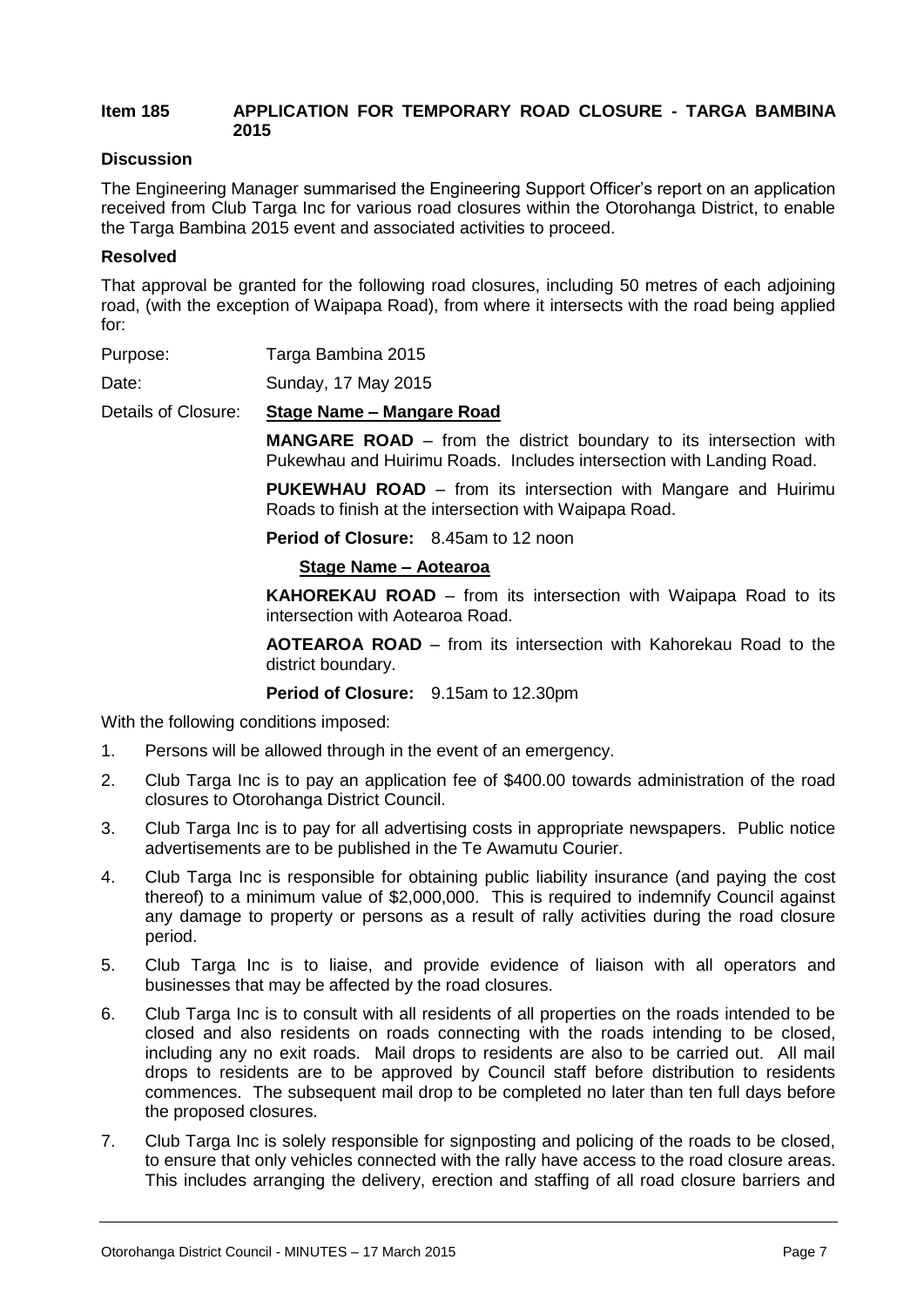**Item 185 APPLICATION FOR TEMPORARY ROAD CLOSURE - TARGA BAMBINA 2015**

**Discussion**

The Engineering Manager summarised the Engineering Support Officer's report on an application received from Club Targa Inc for various road closures within the Otorohanga District, to enable the Targa Bambina 2015 event and associated activities to proceed.

**Resolved**

That approval be granted for the following road closures, including 50 metres of each adjoining road, (with the exception of Waipapa Road), from where it intersects with the road being applied for:

Purpose: Targa Bambina 2015

Date: Sunday, 17 May 2015

Details of Closure: **Stage Name – Mangare Road**

**MANGARE ROAD** – from the district boundary to its intersection with Pukewhau and Huirimu Roads. Includes intersection with Landing Road.

**PUKEWHAU ROAD** – from its intersection with Mangare and Huirimu Roads to finish at the intersection with Waipapa Road.

**Period of Closure:** 8.45am to 12 noon

**Stage Name – Aotearoa**

**KAHOREKAU ROAD** – from its intersection with Waipapa Road to its intersection with Aotearoa Road.

**AOTEAROA ROAD** – from its intersection with Kahorekau Road to the district boundary.

**Period of Closure:** 9.15am to 12.30pm

With the following conditions imposed:

1. Persons will be allowed through in the event of an emergency.
2. Club Targa Inc is to pay an application fee of $400.00 towards administration of the road closures to Otorohanga District Council.
3. Club Targa Inc is to pay for all advertising costs in appropriate newspapers. Public notice advertisements are to be published in the Te Awamutu Courier.
4. Club Targa Inc is responsible for obtaining public liability insurance (and paying the cost thereof) to a minimum value of $2,000,000. This is required to indemnify Council against any damage to property or persons as a result of rally activities during the road closure period.
5. Club Targa Inc is to liaise, and provide evidence of liaison with all operators and businesses that may be affected by the road closures.
6. Club Targa Inc is to consult with all residents of all properties on the roads intended to be closed and also residents on roads connecting with the roads intending to be closed, including any no exit roads. Mail drops to residents are also to be carried out. All mail drops to residents are to be approved by Council staff before distribution to residents commences. The subsequent mail drop to be completed no later than ten full days before the proposed closures.
7. Club Targa Inc is solely responsible for signposting and policing of the roads to be closed, to ensure that only vehicles connected with the rally have access to the road closure areas. This includes arranging the delivery, erection and staffing of all road closure barriers and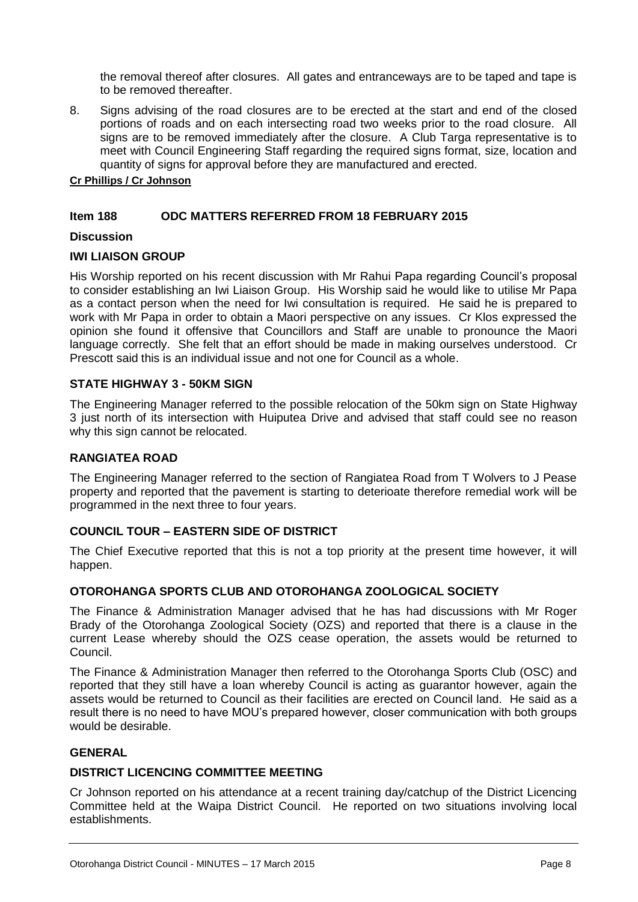the removal thereof after closures. All gates and entranceways are to be taped and tape is to be removed thereafter.

8. Signs advising of the road closures are to be erected at the start and end of the closed portions of roads and on each intersecting road two weeks prior to the road closure. All signs are to be removed immediately after the closure. A Club Targa representative is to meet with Council Engineering Staff regarding the required signs format, size, location and quantity of signs for approval before they are manufactured and erected.

**Cr Phillips / Cr Johnson**

## Item 188 ODC MATTERS REFERRED FROM 18 FEBRUARY 2015

**Discussion**

**IWI LIAISON GROUP**

His Worship reported on his recent discussion with Mr Rahui Papa regarding Council's proposal to consider establishing an Iwi Liaison Group. His Worship said he would like to utilise Mr Papa as a contact person when the need for Iwi consultation is required. He said he is prepared to work with Mr Papa in order to obtain a Maori perspective on any issues. Cr Klos expressed the opinion she found it offensive that Councillors and Staff are unable to pronounce the Maori language correctly. She felt that an effort should be made in making ourselves understood. Cr Prescott said this is an individual issue and not one for Council as a whole.

**STATE HIGHWAY 3 - 50KM SIGN**

The Engineering Manager referred to the possible relocation of the 50km sign on State Highway 3 just north of its intersection with Huiputea Drive and advised that staff could see no reason why this sign cannot be relocated.

**RANGIATEA ROAD**

The Engineering Manager referred to the section of Rangiatea Road from T Wolvers to J Pease property and reported that the pavement is starting to deterioate therefore remedial work will be programmed in the next three to four years.

**COUNCIL TOUR – EASTERN SIDE OF DISTRICT**

The Chief Executive reported that this is not a top priority at the present time however, it will happen.

**OTOROHANGA SPORTS CLUB AND OTOROHANGA ZOOLOGICAL SOCIETY**

The Finance & Administration Manager advised that he has had discussions with Mr Roger Brady of the Otorohanga Zoological Society (OZS) and reported that there is a clause in the current Lease whereby should the OZS cease operation, the assets would be returned to Council.

The Finance & Administration Manager then referred to the Otorohanga Sports Club (OSC) and reported that they still have a loan whereby Council is acting as guarantor however, again the assets would be returned to Council as their facilities are erected on Council land. He said as a result there is no need to have MOU's prepared however, closer communication with both groups would be desirable.

**GENERAL**

**DISTRICT LICENCING COMMITTEE MEETING**

Cr Johnson reported on his attendance at a recent training day/catchup of the District Licencing Committee held at the Waipa District Council. He reported on two situations involving local establishments.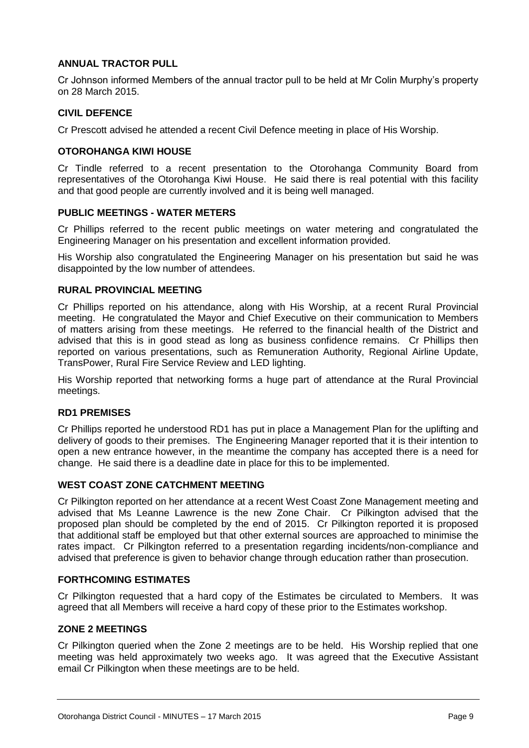### ANNUAL TRACTOR PULL

Cr Johnson informed Members of the annual tractor pull to be held at Mr Colin Murphy's property on 28 March 2015.

### CIVIL DEFENCE

Cr Prescott advised he attended a recent Civil Defence meeting in place of His Worship.

### OTOROHANGA KIWI HOUSE

Cr Tindle referred to a recent presentation to the Otorohanga Community Board from representatives of the Otorohanga Kiwi House. He said there is real potential with this facility and that good people are currently involved and it is being well managed.

### PUBLIC MEETINGS - WATER METERS

Cr Phillips referred to the recent public meetings on water metering and congratulated the Engineering Manager on his presentation and excellent information provided.

His Worship also congratulated the Engineering Manager on his presentation but said he was disappointed by the low number of attendees.

### RURAL PROVINCIAL MEETING

Cr Phillips reported on his attendance, along with His Worship, at a recent Rural Provincial meeting. He congratulated the Mayor and Chief Executive on their communication to Members of matters arising from these meetings. He referred to the financial health of the District and advised that this is in good stead as long as business confidence remains. Cr Phillips then reported on various presentations, such as Remuneration Authority, Regional Airline Update, TransPower, Rural Fire Service Review and LED lighting.

His Worship reported that networking forms a huge part of attendance at the Rural Provincial meetings.

### RD1 PREMISES

Cr Phillips reported he understood RD1 has put in place a Management Plan for the uplifting and delivery of goods to their premises. The Engineering Manager reported that it is their intention to open a new entrance however, in the meantime the company has accepted there is a need for change. He said there is a deadline date in place for this to be implemented.

### WEST COAST ZONE CATCHMENT MEETING

Cr Pilkington reported on her attendance at a recent West Coast Zone Management meeting and advised that Ms Leanne Lawrence is the new Zone Chair. Cr Pilkington advised that the proposed plan should be completed by the end of 2015. Cr Pilkington reported it is proposed that additional staff be employed but that other external sources are approached to minimise the rates impact. Cr Pilkington referred to a presentation regarding incidents/non-compliance and advised that preference is given to behavior change through education rather than prosecution.

### FORTHCOMING ESTIMATES

Cr Pilkington requested that a hard copy of the Estimates be circulated to Members. It was agreed that all Members will receive a hard copy of these prior to the Estimates workshop.

### ZONE 2 MEETINGS

Cr Pilkington queried when the Zone 2 meetings are to be held. His Worship replied that one meeting was held approximately two weeks ago. It was agreed that the Executive Assistant email Cr Pilkington when these meetings are to be held.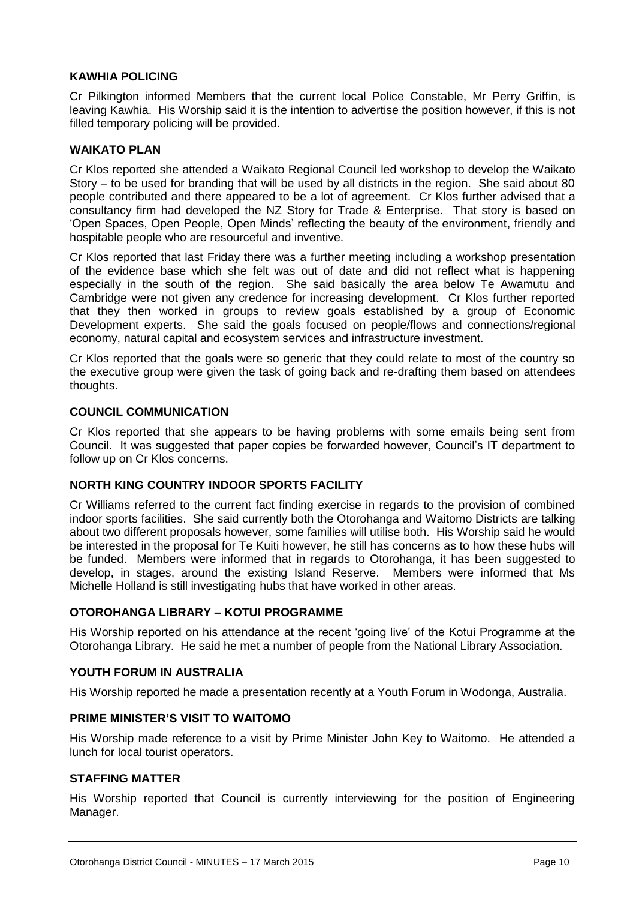### KAWHIA POLICING

Cr Pilkington informed Members that the current local Police Constable, Mr Perry Griffin, is leaving Kawhia. His Worship said it is the intention to advertise the position however, if this is not filled temporary policing will be provided.

### WAIKATO PLAN

Cr Klos reported she attended a Waikato Regional Council led workshop to develop the Waikato Story – to be used for branding that will be used by all districts in the region. She said about 80 people contributed and there appeared to be a lot of agreement. Cr Klos further advised that a consultancy firm had developed the NZ Story for Trade & Enterprise. That story is based on 'Open Spaces, Open People, Open Minds' reflecting the beauty of the environment, friendly and hospitable people who are resourceful and inventive.

Cr Klos reported that last Friday there was a further meeting including a workshop presentation of the evidence base which she felt was out of date and did not reflect what is happening especially in the south of the region. She said basically the area below Te Awamutu and Cambridge were not given any credence for increasing development. Cr Klos further reported that they then worked in groups to review goals established by a group of Economic Development experts. She said the goals focused on people/flows and connections/regional economy, natural capital and ecosystem services and infrastructure investment.

Cr Klos reported that the goals were so generic that they could relate to most of the country so the executive group were given the task of going back and re-drafting them based on attendees thoughts.

### COUNCIL COMMUNICATION

Cr Klos reported that she appears to be having problems with some emails being sent from Council. It was suggested that paper copies be forwarded however, Council's IT department to follow up on Cr Klos concerns.

### NORTH KING COUNTRY INDOOR SPORTS FACILITY

Cr Williams referred to the current fact finding exercise in regards to the provision of combined indoor sports facilities. She said currently both the Otorohanga and Waitomo Districts are talking about two different proposals however, some families will utilise both. His Worship said he would be interested in the proposal for Te Kuiti however, he still has concerns as to how these hubs will be funded. Members were informed that in regards to Otorohanga, it has been suggested to develop, in stages, around the existing Island Reserve. Members were informed that Ms Michelle Holland is still investigating hubs that have worked in other areas.

### OTOROHANGA LIBRARY – KOTUI PROGRAMME

His Worship reported on his attendance at the recent 'going live' of the Kotui Programme at the Otorohanga Library. He said he met a number of people from the National Library Association.

### YOUTH FORUM IN AUSTRALIA

His Worship reported he made a presentation recently at a Youth Forum in Wodonga, Australia.

### PRIME MINISTER'S VISIT TO WAITOMO

His Worship made reference to a visit by Prime Minister John Key to Waitomo. He attended a lunch for local tourist operators.

### STAFFING MATTER

His Worship reported that Council is currently interviewing for the position of Engineering Manager.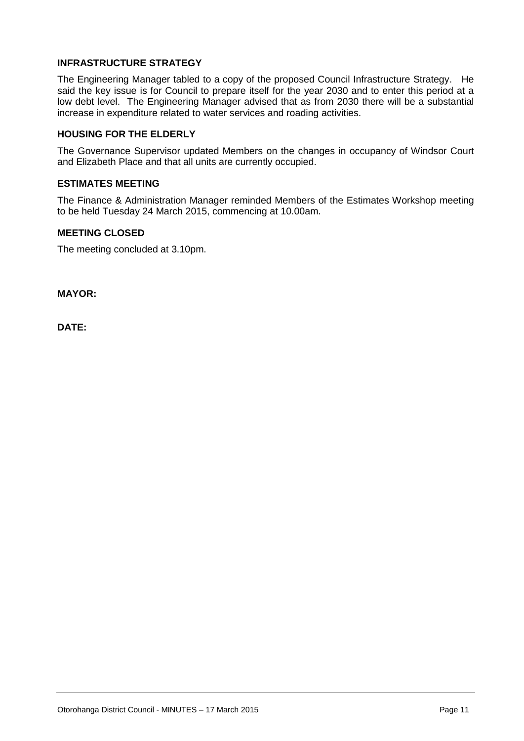**INFRASTRUCTURE STRATEGY**

The Engineering Manager tabled to a copy of the proposed Council Infrastructure Strategy. He said the key issue is for Council to prepare itself for the year 2030 and to enter this period at a low debt level. The Engineering Manager advised that as from 2030 there will be a substantial increase in expenditure related to water services and roading activities.

**HOUSING FOR THE ELDERLY**

The Governance Supervisor updated Members on the changes in occupancy of Windsor Court and Elizabeth Place and that all units are currently occupied.

**ESTIMATES MEETING**

The Finance & Administration Manager reminded Members of the Estimates Workshop meeting to be held Tuesday 24 March 2015, commencing at 10.00am.

**MEETING CLOSED**

The meeting concluded at 3.10pm.

**MAYOR:**

**DATE:**